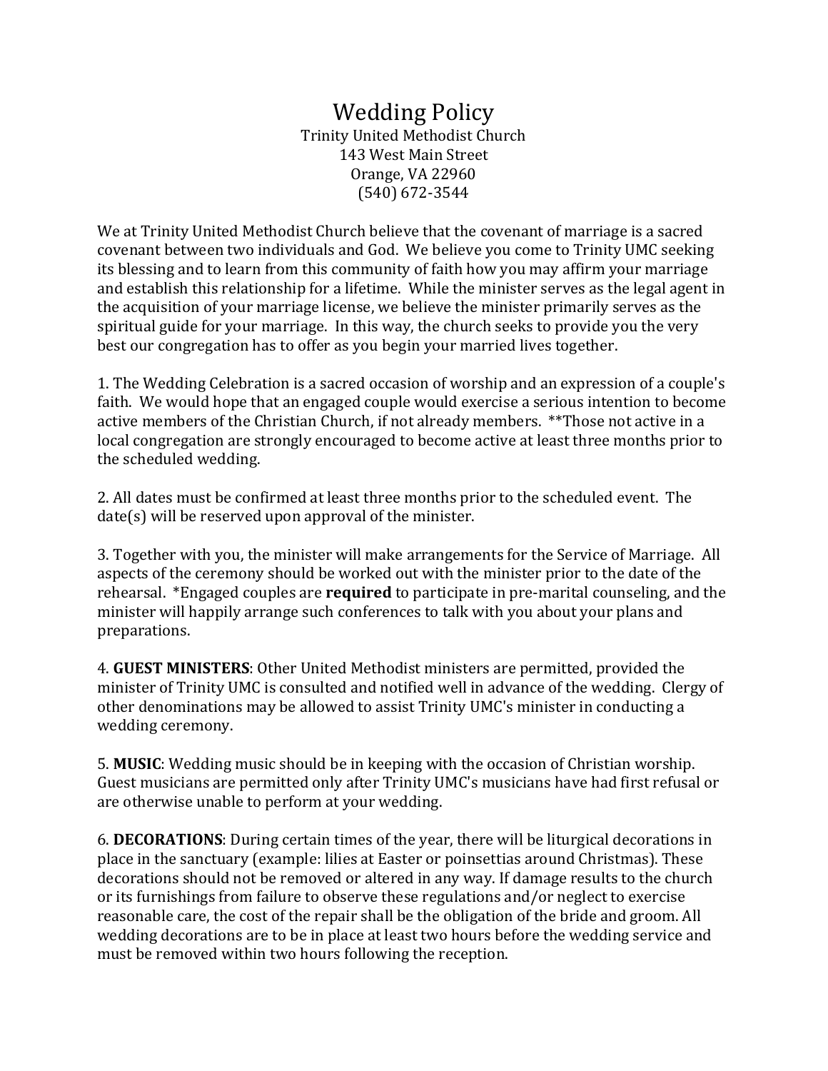# Wedding Policy

Trinity United Methodist Church
143 West Main Street
Orange, VA 22960
(540) 672-3544

We at Trinity United Methodist Church believe that the covenant of marriage is a sacred covenant between two individuals and God. We believe you come to Trinity UMC seeking its blessing and to learn from this community of faith how you may affirm your marriage and establish this relationship for a lifetime. While the minister serves as the legal agent in the acquisition of your marriage license, we believe the minister primarily serves as the spiritual guide for your marriage. In this way, the church seeks to provide you the very best our congregation has to offer as you begin your married lives together.

1. The Wedding Celebration is a sacred occasion of worship and an expression of a couple's faith. We would hope that an engaged couple would exercise a serious intention to become active members of the Christian Church, if not already members. **Those not active in a local congregation are strongly encouraged to become active at least three months prior to the scheduled wedding.

2. All dates must be confirmed at least three months prior to the scheduled event. The date(s) will be reserved upon approval of the minister.

3. Together with you, the minister will make arrangements for the Service of Marriage. All aspects of the ceremony should be worked out with the minister prior to the date of the rehearsal. *Engaged couples are **required** to participate in pre-marital counseling, and the minister will happily arrange such conferences to talk with you about your plans and preparations.

4. **GUEST MINISTERS**: Other United Methodist ministers are permitted, provided the minister of Trinity UMC is consulted and notified well in advance of the wedding. Clergy of other denominations may be allowed to assist Trinity UMC's minister in conducting a wedding ceremony.

5. **MUSIC**: Wedding music should be in keeping with the occasion of Christian worship. Guest musicians are permitted only after Trinity UMC's musicians have had first refusal or are otherwise unable to perform at your wedding.

6. **DECORATIONS**: During certain times of the year, there will be liturgical decorations in place in the sanctuary (example: lilies at Easter or poinsettias around Christmas). These decorations should not be removed or altered in any way. If damage results to the church or its furnishings from failure to observe these regulations and/or neglect to exercise reasonable care, the cost of the repair shall be the obligation of the bride and groom. All wedding decorations are to be in place at least two hours before the wedding service and must be removed within two hours following the reception.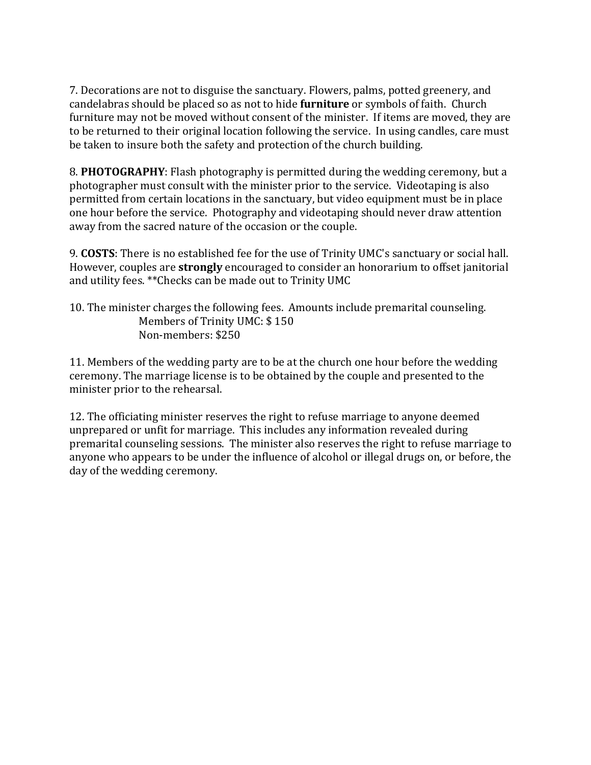7. Decorations are not to disguise the sanctuary. Flowers, palms, potted greenery, and candelabras should be placed so as not to hide **furniture** or symbols of faith. Church furniture may not be moved without consent of the minister. If items are moved, they are to be returned to their original location following the service. In using candles, care must be taken to insure both the safety and protection of the church building.

8. **PHOTOGRAPHY**: Flash photography is permitted during the wedding ceremony, but a photographer must consult with the minister prior to the service. Videotaping is also permitted from certain locations in the sanctuary, but video equipment must be in place one hour before the service. Photography and videotaping should never draw attention away from the sacred nature of the occasion or the couple.

9. **COSTS**: There is no established fee for the use of Trinity UMC's sanctuary or social hall. However, couples are **strongly** encouraged to consider an honorarium to offset janitorial and utility fees. **Checks can be made out to Trinity UMC

10. The minister charges the following fees. Amounts include premarital counseling.

Members of Trinity UMC: $ 150
Non-members: $250

11. Members of the wedding party are to be at the church one hour before the wedding ceremony. The marriage license is to be obtained by the couple and presented to the minister prior to the rehearsal.

12. The officiating minister reserves the right to refuse marriage to anyone deemed unprepared or unfit for marriage. This includes any information revealed during premarital counseling sessions. The minister also reserves the right to refuse marriage to anyone who appears to be under the influence of alcohol or illegal drugs on, or before, the day of the wedding ceremony.